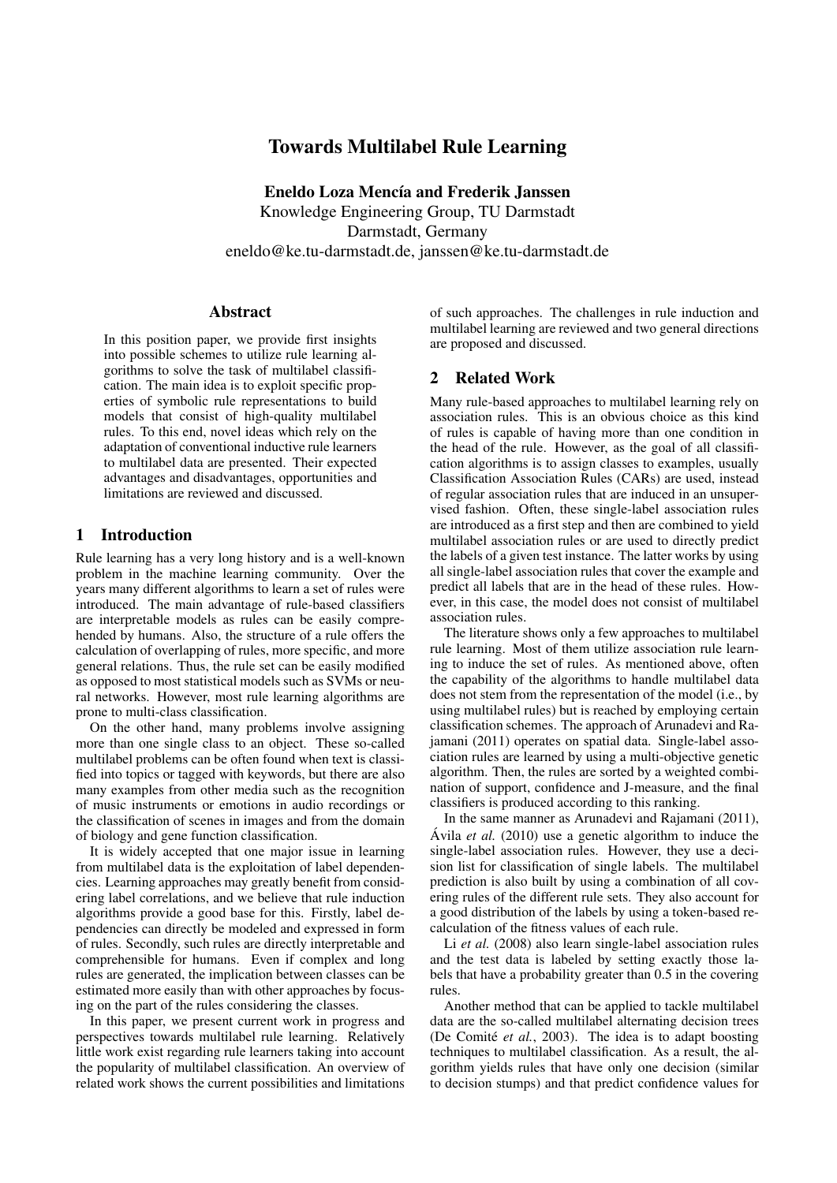# Towards Multilabel Rule Learning

**Eneldo Loza Mencía and Frederik Janssen**
Knowledge Engineering Group, TU Darmstadt
Darmstadt, Germany
eneldo@ke.tu-darmstadt.de, janssen@ke.tu-darmstadt.de

## Abstract

In this position paper, we provide first insights into possible schemes to utilize rule learning algorithms to solve the task of multilabel classification. The main idea is to exploit specific properties of symbolic rule representations to build models that consist of high-quality multilabel rules. To this end, novel ideas which rely on the adaptation of conventional inductive rule learners to multilabel data are presented. Their expected advantages and disadvantages, opportunities and limitations are reviewed and discussed.

## 1 Introduction

Rule learning has a very long history and is a well-known problem in the machine learning community. Over the years many different algorithms to learn a set of rules were introduced. The main advantage of rule-based classifiers are interpretable models as rules can be easily comprehended by humans. Also, the structure of a rule offers the calculation of overlapping of rules, more specific, and more general relations. Thus, the rule set can be easily modified as opposed to most statistical models such as SVMs or neural networks. However, most rule learning algorithms are prone to multi-class classification.

On the other hand, many problems involve assigning more than one single class to an object. These so-called multilabel problems can be often found when text is classified into topics or tagged with keywords, but there are also many examples from other media such as the recognition of music instruments or emotions in audio recordings or the classification of scenes in images and from the domain of biology and gene function classification.

It is widely accepted that one major issue in learning from multilabel data is the exploitation of label dependencies. Learning approaches may greatly benefit from considering label correlations, and we believe that rule induction algorithms provide a good base for this. Firstly, label dependencies can directly be modeled and expressed in form of rules. Secondly, such rules are directly interpretable and comprehensible for humans. Even if complex and long rules are generated, the implication between classes can be estimated more easily than with other approaches by focusing on the part of the rules considering the classes.

In this paper, we present current work in progress and perspectives towards multilabel rule learning. Relatively little work exist regarding rule learners taking into account the popularity of multilabel classification. An overview of related work shows the current possibilities and limitations of such approaches. The challenges in rule induction and multilabel learning are reviewed and two general directions are proposed and discussed.

## 2 Related Work

Many rule-based approaches to multilabel learning rely on association rules. This is an obvious choice as this kind of rules is capable of having more than one condition in the head of the rule. However, as the goal of all classification algorithms is to assign classes to examples, usually Classification Association Rules (CARs) are used, instead of regular association rules that are induced in an unsupervised fashion. Often, these single-label association rules are introduced as a first step and then are combined to yield multilabel association rules or are used to directly predict the labels of a given test instance. The latter works by using all single-label association rules that cover the example and predict all labels that are in the head of these rules. However, in this case, the model does not consist of multilabel association rules.

The literature shows only a few approaches to multilabel rule learning. Most of them utilize association rule learning to induce the set of rules. As mentioned above, often the capability of the algorithms to handle multilabel data does not stem from the representation of the model (i.e., by using multilabel rules) but is reached by employing certain classification schemes. The approach of Arunadevi and Rajamani (2011) operates on spatial data. Single-label association rules are learned by using a multi-objective genetic algorithm. Then, the rules are sorted by a weighted combination of support, confidence and J-measure, and the final classifiers is produced according to this ranking.

In the same manner as Arunadevi and Rajamani (2011), Ávila *et al.* (2010) use a genetic algorithm to induce the single-label association rules. However, they use a decision list for classification of single labels. The multilabel prediction is also built by using a combination of all covering rules of the different rule sets. They also account for a good distribution of the labels by using a token-based recalculation of the fitness values of each rule.

Li *et al.* (2008) also learn single-label association rules and the test data is labeled by setting exactly those labels that have a probability greater than 0.5 in the covering rules.

Another method that can be applied to tackle multilabel data are the so-called multilabel alternating decision trees (De Comité *et al.*, 2003). The idea is to adapt boosting techniques to multilabel classification. As a result, the algorithm yields rules that have only one decision (similar to decision stumps) and that predict confidence values for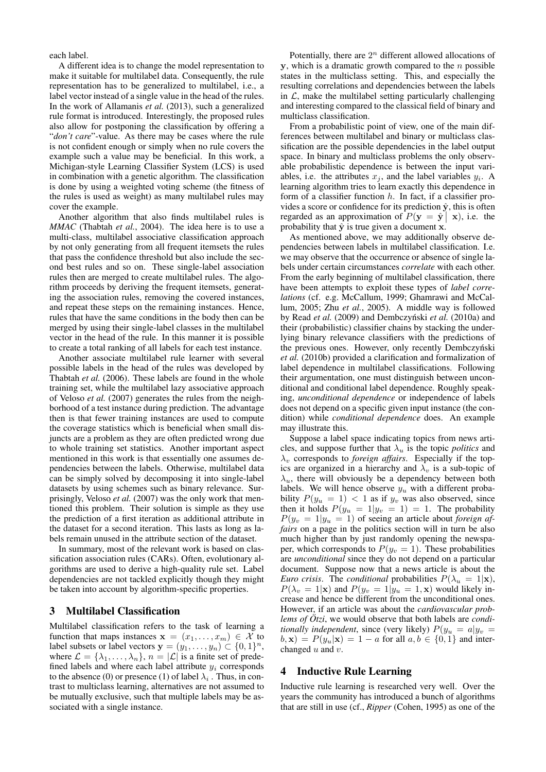each label.

A different idea is to change the model representation to make it suitable for multilabel data. Consequently, the rule representation has to be generalized to multilabel, i.e., a label vector instead of a single value in the head of the rules. In the work of Allamanis *et al.* (2013), such a generalized rule format is introduced. Interestingly, the proposed rules also allow for postponing the classification by offering a "*don't care*"-value. As there may be cases where the rule is not confident enough or simply when no rule covers the example such a value may be beneficial. In this work, a Michigan-style Learning Classifier System (LCS) is used in combination with a genetic algorithm. The classification is done by using a weighted voting scheme (the fitness of the rules is used as weight) as many multilabel rules may cover the example.

Another algorithm that also finds multilabel rules is *MMAC* (Thabtah *et al.*, 2004). The idea here is to use a multi-class, multilabel associative classification approach by not only generating from all frequent itemsets the rules that pass the confidence threshold but also include the second best rules and so on. These single-label association rules then are merged to create multilabel rules. The algorithm proceeds by deriving the frequent itemsets, generating the association rules, removing the covered instances, and repeat these steps on the remaining instances. Hence, rules that have the same conditions in the body then can be merged by using their single-label classes in the multilabel vector in the head of the rule. In this manner it is possible to create a total ranking of all labels for each test instance.

Another associate multilabel rule learner with several possible labels in the head of the rules was developed by Thabtah *et al.* (2006). These labels are found in the whole training set, while the multilabel lazy associative approach of Veloso *et al.* (2007) generates the rules from the neighborhood of a test instance during prediction. The advantage then is that fewer training instances are used to compute the coverage statistics which is beneficial when small disjuncts are a problem as they are often predicted wrong due to whole training set statistics. Another important aspect mentioned in this work is that essentially one assumes dependencies between the labels. Otherwise, multilabel data can be simply solved by decomposing it into single-label datasets by using schemes such as binary relevance. Surprisingly, Veloso *et al.* (2007) was the only work that mentioned this problem. Their solution is simple as they use the prediction of a first iteration as additional attribute in the dataset for a second iteration. This lasts as long as labels remain unused in the attribute section of the dataset.

In summary, most of the relevant work is based on classification association rules (CARs). Often, evolutionary algorithms are used to derive a high-quality rule set. Label dependencies are not tackled explicitly though they might be taken into account by algorithm-specific properties.

## 3 Multilabel Classification

Multilabel classification refers to the task of learning a function that maps instances $\mathbf{x} = (x_1, \ldots, x_m) \in \mathcal{X}$ to label subsets or label vectors $\mathbf{y} = (y_1, \ldots, y_n) \subset \{0, 1\}^n$, where $\mathcal{L} = \{\lambda_1, \ldots, \lambda_n\}$, $n = |\mathcal{L}|$ is a finite set of predefined labels and where each label attribute $y_i$ corresponds to the absence (0) or presence (1) of label $\lambda_i$. Thus, in contrast to multiclass learning, alternatives are not assumed to be mutually exclusive, such that multiple labels may be associated with a single instance.

Potentially, there are $2^n$ different allowed allocations of $\mathbf{y}$, which is a dramatic growth compared to the $n$ possible states in the multiclass setting. This, and especially the resulting correlations and dependencies between the labels in $\mathcal{L}$, make the multilabel setting particularly challenging and interesting compared to the classical field of binary and multiclass classification.

From a probabilistic point of view, one of the main differences between multilabel and binary or multiclass classification are the possible dependencies in the label output space. In binary and multiclass problems the only observable probabilistic dependence is between the input variables, i.e. the attributes $x_j$, and the label variables $y_i$. A learning algorithm tries to learn exactly this dependence in form of a classifier function $h$. In fact, if a classifier provides a score or confidence for its prediction $\hat{\mathbf{y}}$, this is often regarded as an approximation of $P(\mathbf{y} = \hat{\mathbf{y}} \mid \mathbf{x})$, i.e. the probability that $\hat{\mathbf{y}}$ is true given a document $\mathbf{x}$.

As mentioned above, we may additionally observe dependencies between labels in multilabel classification. I.e. we may observe that the occurrence or absence of single labels under certain circumstances *correlate* with each other. From the early beginning of multilabel classification, there have been attempts to exploit these types of *label correlations* (cf. e.g. McCallum, 1999; Ghamrawi and McCallum, 2005; Zhu *et al.*, 2005). A middle way is followed by Read *et al.* (2009) and Dembczyński *et al.* (2010a) and their (probabilistic) classifier chains by stacking the underlying binary relevance classifiers with the predictions of the previous ones. However, only recently Dembczyński *et al.* (2010b) provided a clarification and formalization of label dependence in multilabel classifications. Following their argumentation, one must distinguish between unconditional and conditional label dependence. Roughly speaking, *unconditional dependence* or independence of labels does not depend on a specific given input instance (the condition) while *conditional dependence* does. An example may illustrate this.

Suppose a label space indicating topics from news articles, and suppose further that $\lambda_u$ is the topic *politics* and $\lambda_v$ corresponds to *foreign affairs*. Especially if the topics are organized in a hierarchy and $\lambda_v$ is a sub-topic of $\lambda_u$, there will obviously be a dependency between both labels. We will hence observe $y_u$ with a different probability $P(y_u = 1) < 1$ as if $y_v$ was also observed, since then it holds $P(y_u = 1 | y_v = 1) = 1$. The probability $P(y_v = 1 | y_u = 1)$ of seeing an article about *foreign affairs* on a page in the politics section will in turn be also much higher than by just randomly opening the newspaper, which corresponds to $P(y_v = 1)$. These probabilities are *unconditional* since they do not depend on a particular document. Suppose now that a news article is about the *Euro crisis*. The *conditional* probabilities $P(\lambda_u = 1|\mathbf{x})$, $P(\lambda_v = 1|\mathbf{x})$ and $P(y_v = 1|y_u = 1, \mathbf{x})$ would likely increase and hence be different from the unconditional ones. However, if an article was about the *cardiovascular problems of Ötzi*, we would observe that both labels are *conditionally independent*, since (very likely) $P(y_u = a|y_v = b, \mathbf{x}) = P(y_u|\mathbf{x}) = 1 - a$ for all $a, b \in \{0, 1\}$ and interchanged $u$ and $v$.

## 4 Inductive Rule Learning

Inductive rule learning is researched very well. Over the years the community has introduced a bunch of algorithms that are still in use (cf., *Ripper* (Cohen, 1995) as one of the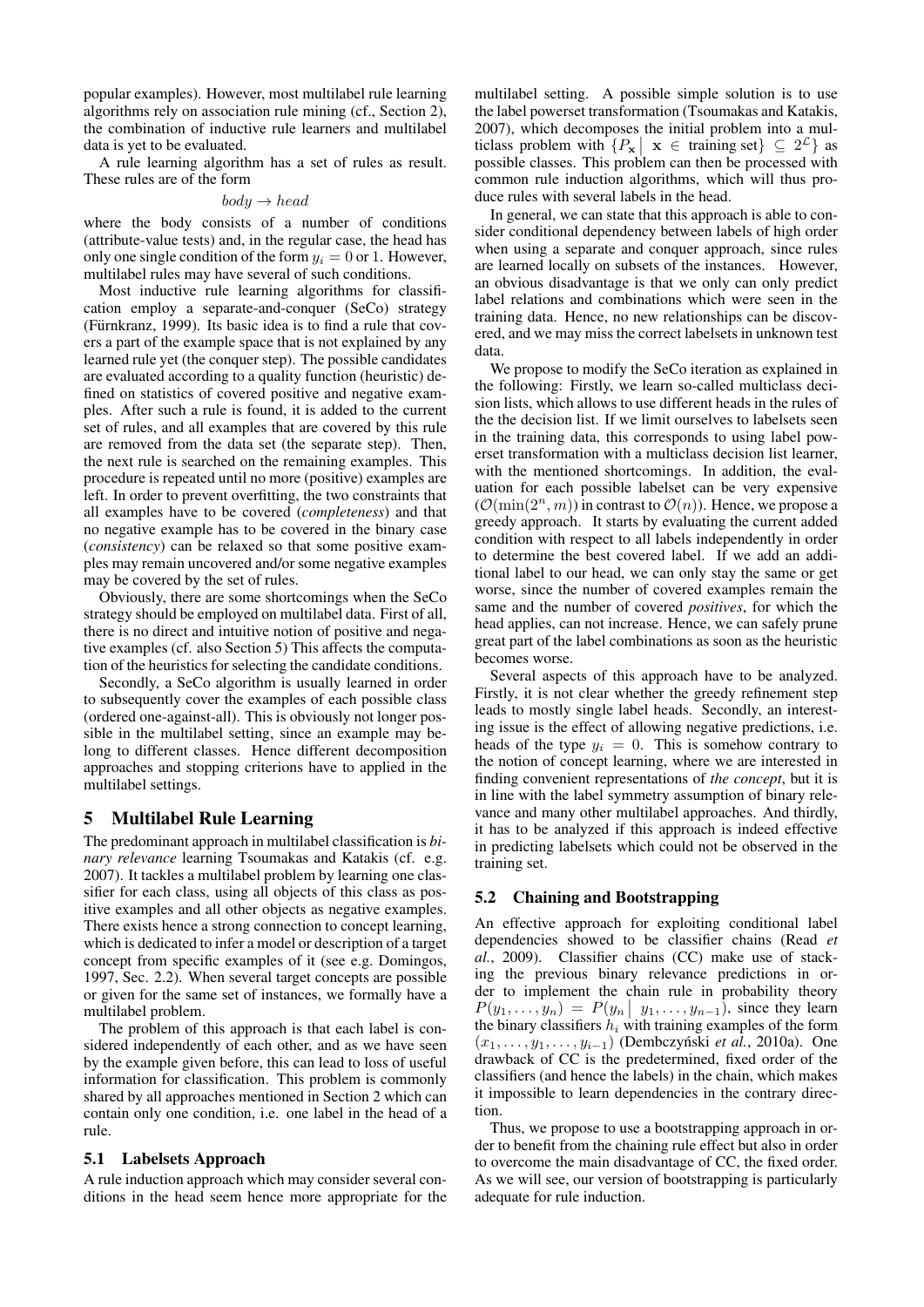popular examples). However, most multilabel rule learning algorithms rely on association rule mining (cf., Section 2), the combination of inductive rule learners and multilabel data is yet to be evaluated.

A rule learning algorithm has a set of rules as result. These rules are of the form

$$body \rightarrow head$$

where the body consists of a number of conditions (attribute-value tests) and, in the regular case, the head has only one single condition of the form $y_i = 0$ or 1. However, multilabel rules may have several of such conditions.

Most inductive rule learning algorithms for classification employ a separate-and-conquer (SeCo) strategy (Fürnkranz, 1999). Its basic idea is to find a rule that covers a part of the example space that is not explained by any learned rule yet (the conquer step). The possible candidates are evaluated according to a quality function (heuristic) defined on statistics of covered positive and negative examples. After such a rule is found, it is added to the current set of rules, and all examples that are covered by this rule are removed from the data set (the separate step). Then, the next rule is searched on the remaining examples. This procedure is repeated until no more (positive) examples are left. In order to prevent overfitting, the two constraints that all examples have to be covered (*completeness*) and that no negative example has to be covered in the binary case (*consistency*) can be relaxed so that some positive examples may remain uncovered and/or some negative examples may be covered by the set of rules.

Obviously, there are some shortcomings when the SeCo strategy should be employed on multilabel data. First of all, there is no direct and intuitive notion of positive and negative examples (cf. also Section 5) This affects the computation of the heuristics for selecting the candidate conditions.

Secondly, a SeCo algorithm is usually learned in order to subsequently cover the examples of each possible class (ordered one-against-all). This is obviously not longer possible in the multilabel setting, since an example may belong to different classes. Hence different decomposition approaches and stopping criterions have to applied in the multilabel settings.

## 5 Multilabel Rule Learning

The predominant approach in multilabel classification is *binary relevance* learning Tsoumakas and Katakis (cf. e.g. 2007). It tackles a multilabel problem by learning one classifier for each class, using all objects of this class as positive examples and all other objects as negative examples. There exists hence a strong connection to concept learning, which is dedicated to infer a model or description of a target concept from specific examples of it (see e.g. Domingos, 1997, Sec. 2.2). When several target concepts are possible or given for the same set of instances, we formally have a multilabel problem.

The problem of this approach is that each label is considered independently of each other, and as we have seen by the example given before, this can lead to loss of useful information for classification. This problem is commonly shared by all approaches mentioned in Section 2 which can contain only one condition, i.e. one label in the head of a rule.

### 5.1 Labelsets Approach

A rule induction approach which may consider several conditions in the head seem hence more appropriate for the multilabel setting. A possible simple solution is to use the label powerset transformation (Tsoumakas and Katakis, 2007), which decomposes the initial problem into a multiclass problem with $\{P_{\mathbf{x}} \mid \mathbf{x} \in \text{training set}\} \subseteq 2^{\mathcal{L}}\}$ as possible classes. This problem can then be processed with common rule induction algorithms, which will thus produce rules with several labels in the head.

In general, we can state that this approach is able to consider conditional dependency between labels of high order when using a separate and conquer approach, since rules are learned locally on subsets of the instances. However, an obvious disadvantage is that we only can only predict label relations and combinations which were seen in the training data. Hence, no new relationships can be discovered, and we may miss the correct labelsets in unknown test data.

We propose to modify the SeCo iteration as explained in the following: Firstly, we learn so-called multiclass decision lists, which allows to use different heads in the rules of the the decision list. If we limit ourselves to labelsets seen in the training data, this corresponds to using label powerset transformation with a multiclass decision list learner, with the mentioned shortcomings. In addition, the evaluation for each possible labelset can be very expensive ($\mathcal{O}(\min(2^n, m))$ in contrast to $\mathcal{O}(n)$). Hence, we propose a greedy approach. It starts by evaluating the current added condition with respect to all labels independently in order to determine the best covered label. If we add an additional label to our head, we can only stay the same or get worse, since the number of covered examples remain the same and the number of covered *positives*, for which the head applies, can not increase. Hence, we can safely prune great part of the label combinations as soon as the heuristic becomes worse.

Several aspects of this approach have to be analyzed. Firstly, it is not clear whether the greedy refinement step leads to mostly single label heads. Secondly, an interesting issue is the effect of allowing negative predictions, i.e. heads of the type $y_i = 0$. This is somehow contrary to the notion of concept learning, where we are interested in finding convenient representations of *the concept*, but it is in line with the label symmetry assumption of binary relevance and many other multilabel approaches. And thirdly, it has to be analyzed if this approach is indeed effective in predicting labelsets which could not be observed in the training set.

### 5.2 Chaining and Bootstrapping

An effective approach for exploiting conditional label dependencies showed to be classifier chains (Read *et al.*, 2009). Classifier chains (CC) make use of stacking the previous binary relevance predictions in order to implement the chain rule in probability theory $P(y_1, \ldots, y_n) = P(y_n \mid y_1, \ldots, y_{n-1})$, since they learn the binary classifiers $h_i$ with training examples of the form $(x_1, \ldots, x_a, y_1, \ldots, y_{i-1})$ (Dembczyński *et al.*, 2010a). One drawback of CC is the predetermined, fixed order of the classifiers (and hence the labels) in the chain, which makes it impossible to learn dependencies in the contrary direction.

Thus, we propose to use a bootstrapping approach in order to benefit from the chaining rule effect but also in order to overcome the main disadvantage of CC, the fixed order. As we will see, our version of bootstrapping is particularly adequate for rule induction.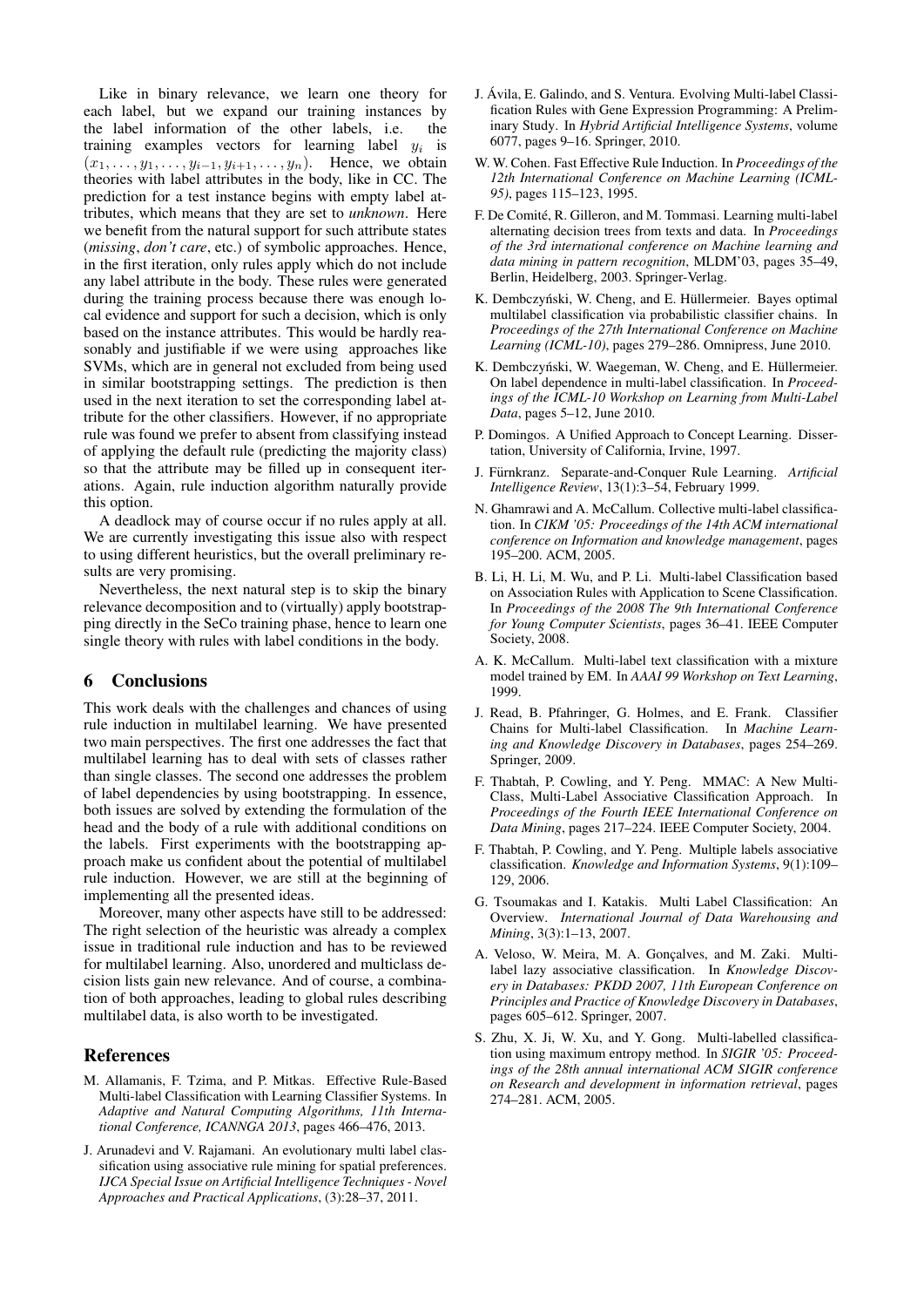Like in binary relevance, we learn one theory for each label, but we expand our training instances by the label information of the other labels, i.e. the training examples vectors for learning label $y_i$ is $(x_1, \ldots, y_1, \ldots, y_{i-1}, y_{i+1}, \ldots, y_n)$. Hence, we obtain theories with label attributes in the body, like in CC. The prediction for a test instance begins with empty label attributes, which means that they are set to *unknown*. Here we benefit from the natural support for such attribute states (*missing*, *don't care*, etc.) of symbolic approaches. Hence, in the first iteration, only rules apply which do not include any label attribute in the body. These rules were generated during the training process because there was enough local evidence and support for such a decision, which is only based on the instance attributes. This would be hardly reasonably and justifiable if we were using approaches like SVMs, which are in general not excluded from being used in similar bootstrapping settings. The prediction is then used in the next iteration to set the corresponding label attribute for the other classifiers. However, if no appropriate rule was found we prefer to absent from classifying instead of applying the default rule (predicting the majority class) so that the attribute may be filled up in consequent iterations. Again, rule induction algorithm naturally provide this option.

A deadlock may of course occur if no rules apply at all. We are currently investigating this issue also with respect to using different heuristics, but the overall preliminary results are very promising.

Nevertheless, the next natural step is to skip the binary relevance decomposition and to (virtually) apply bootstrapping directly in the SeCo training phase, hence to learn one single theory with rules with label conditions in the body.

## 6 Conclusions

This work deals with the challenges and chances of using rule induction in multilabel learning. We have presented two main perspectives. The first one addresses the fact that multilabel learning has to deal with sets of classes rather than single classes. The second one addresses the problem of label dependencies by using bootstrapping. In essence, both issues are solved by extending the formulation of the head and the body of a rule with additional conditions on the labels. First experiments with the bootstrapping approach make us confident about the potential of multilabel rule induction. However, we are still at the beginning of implementing all the presented ideas.

Moreover, many other aspects have still to be addressed: The right selection of the heuristic was already a complex issue in traditional rule induction and has to be reviewed for multilabel learning. Also, unordered and multiclass decision lists gain new relevance. And of course, a combination of both approaches, leading to global rules describing multilabel data, is also worth to be investigated.

## References

M. Allamanis, F. Tzima, and P. Mitkas. Effective Rule-Based Multi-label Classification with Learning Classifier Systems. In *Adaptive and Natural Computing Algorithms, 11th International Conference, ICANNGA 2013*, pages 466–476, 2013.

J. Arunadevi and V. Rajamani. An evolutionary multi label classification using associative rule mining for spatial preferences. *IJCA Special Issue on Artificial Intelligence Techniques - Novel Approaches and Practical Applications*, (3):28–37, 2011.

J. Ávila, E. Galindo, and S. Ventura. Evolving Multi-label Classification Rules with Gene Expression Programming: A Preliminary Study. In *Hybrid Artificial Intelligence Systems*, volume 6077, pages 9–16. Springer, 2010.

W. W. Cohen. Fast Effective Rule Induction. In *Proceedings of the 12th International Conference on Machine Learning (ICML-95)*, pages 115–123, 1995.

F. De Comité, R. Gilleron, and M. Tommasi. Learning multi-label alternating decision trees from texts and data. In *Proceedings of the 3rd international conference on Machine learning and data mining in pattern recognition*, MLDM'03, pages 35–49, Berlin, Heidelberg, 2003. Springer-Verlag.

K. Dembczyński, W. Cheng, and E. Hüllermeier. Bayes optimal multilabel classification via probabilistic classifier chains. In *Proceedings of the 27th International Conference on Machine Learning (ICML-10)*, pages 279–286. Omnipress, June 2010.

K. Dembczyński, W. Waegeman, W. Cheng, and E. Hüllermeier. On label dependence in multi-label classification. In *Proceedings of the ICML-10 Workshop on Learning from Multi-Label Data*, pages 5–12, June 2010.

P. Domingos. A Unified Approach to Concept Learning. Dissertation, University of California, Irvine, 1997.

J. Fürnkranz. Separate-and-Conquer Rule Learning. *Artificial Intelligence Review*, 13(1):3–54, February 1999.

N. Ghamrawi and A. McCallum. Collective multi-label classification. In *CIKM '05: Proceedings of the 14th ACM international conference on Information and knowledge management*, pages 195–200. ACM, 2005.

B. Li, H. Li, M. Wu, and P. Li. Multi-label Classification based on Association Rules with Application to Scene Classification. In *Proceedings of the 2008 The 9th International Conference for Young Computer Scientists*, pages 36–41. IEEE Computer Society, 2008.

A. K. McCallum. Multi-label text classification with a mixture model trained by EM. In *AAAI 99 Workshop on Text Learning*, 1999.

J. Read, B. Pfahringer, G. Holmes, and E. Frank. Classifier Chains for Multi-label Classification. In *Machine Learning and Knowledge Discovery in Databases*, pages 254–269. Springer, 2009.

F. Thabtah, P. Cowling, and Y. Peng. MMAC: A New Multi-Class, Multi-Label Associative Classification Approach. In *Proceedings of the Fourth IEEE International Conference on Data Mining*, pages 217–224. IEEE Computer Society, 2004.

F. Thabtah, P. Cowling, and Y. Peng. Multiple labels associative classification. *Knowledge and Information Systems*, 9(1):109–129, 2006.

G. Tsoumakas and I. Katakis. Multi Label Classification: An Overview. *International Journal of Data Warehousing and Mining*, 3(3):1–13, 2007.

A. Veloso, W. Meira, M. A. Gonçalves, and M. Zaki. Multi-label lazy associative classification. In *Knowledge Discovery in Databases: PKDD 2007, 11th European Conference on Principles and Practice of Knowledge Discovery in Databases*, pages 605–612. Springer, 2007.

S. Zhu, X. Ji, W. Xu, and Y. Gong. Multi-labelled classification using maximum entropy method. In *SIGIR '05: Proceedings of the 28th annual international ACM SIGIR conference on Research and development in information retrieval*, pages 274–281. ACM, 2005.